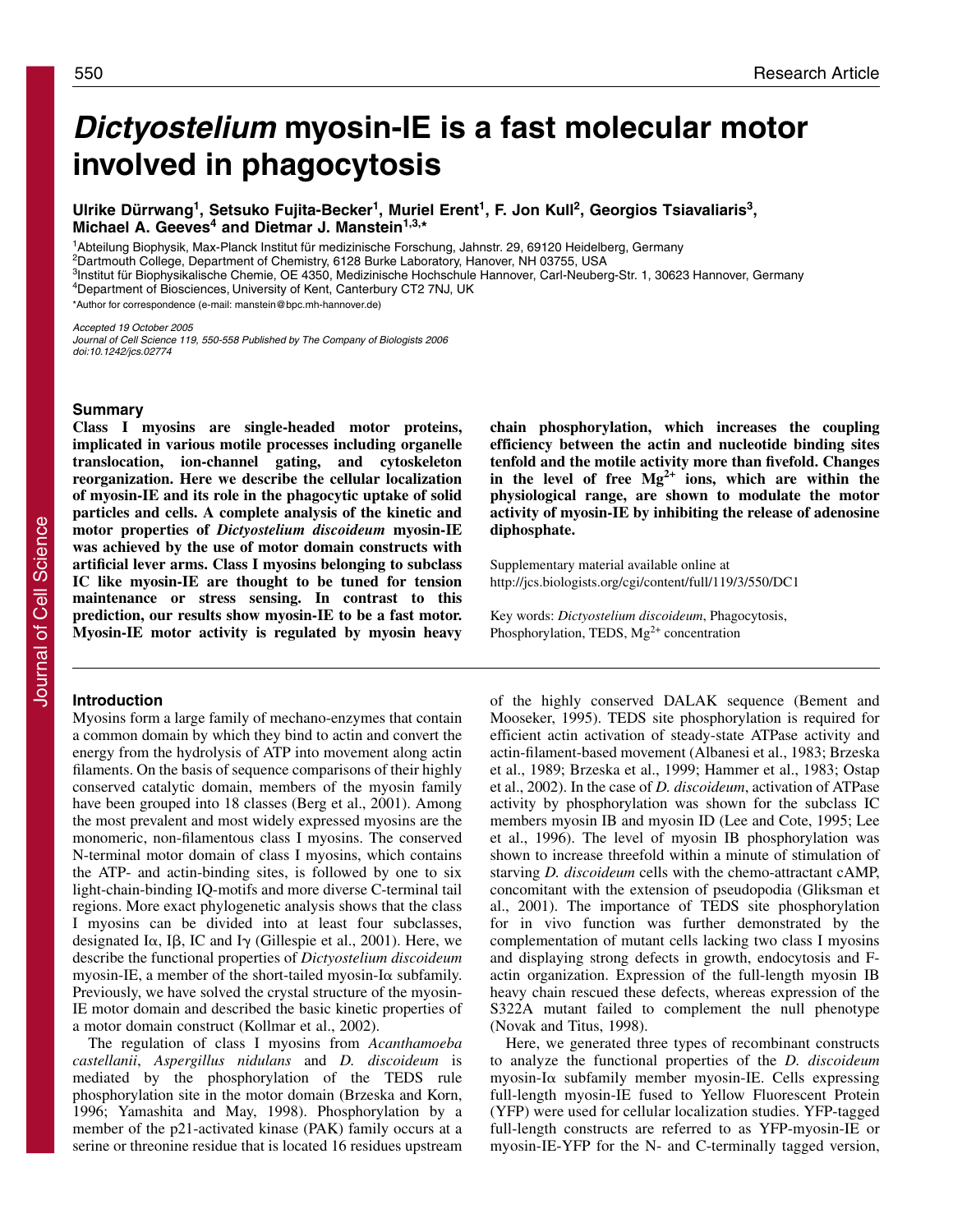# *Dictyostelium* myosin-IE is a fast molecular motor involved in phagocytosis

**Ulrike Dürrwang[1], Setsuko Fujita-Becker[1], Muriel Erent[1], F. Jon Kull[2], Georgios Tsiavaliaris[3], Michael A. Geeves[4] and Dietmar J. Manstein[1,3,*]**

[1]Abteilung Biophysik, Max-Planck Institut für medizinische Forschung, Jahnstr. 29, 69120 Heidelberg, Germany
[2]Dartmouth College, Department of Chemistry, 6128 Burke Laboratory, Hanover, NH 03755, USA
[3]Institut für Biophysikalische Chemie, OE 4350, Medizinische Hochschule Hannover, Carl-Neuberg-Str. 1, 30623 Hannover, Germany
[4]Department of Biosciences, University of Kent, Canterbury CT2 7NJ, UK

*Author for correspondence (e-mail: manstein@bpc.mh-hannover.de)

*Accepted 19 October 2005*
*Journal of Cell Science 119, 550-558 Published by The Company of Biologists 2006*
*doi:10.1242/jcs.02774*

## Summary

**Class I myosins are single-headed motor proteins, implicated in various motile processes including organelle translocation, ion-channel gating, and cytoskeleton reorganization. Here we describe the cellular localization of myosin-IE and its role in the phagocytic uptake of solid particles and cells. A complete analysis of the kinetic and motor properties of *Dictyostelium discoideum* myosin-IE was achieved by the use of motor domain constructs with artificial lever arms. Class I myosins belonging to subclass IC like myosin-IE are thought to be tuned for tension maintenance or stress sensing. In contrast to this prediction, our results show myosin-IE to be a fast motor. Myosin-IE motor activity is regulated by myosin heavy chain phosphorylation, which increases the coupling efficiency between the actin and nucleotide binding sites tenfold and the motile activity more than fivefold. Changes in the level of free $Mg^{2+}$ ions, which are within the physiological range, are shown to modulate the motor activity of myosin-IE by inhibiting the release of adenosine diphosphate.**

Supplementary material available online at http://jcs.biologists.org/cgi/content/full/119/3/550/DC1

Key words: *Dictyostelium discoideum*, Phagocytosis, Phosphorylation, TEDS, $Mg^{2+}$ concentration

## Introduction

Myosins form a large family of mechano-enzymes that contain a common domain by which they bind to actin and convert the energy from the hydrolysis of ATP into movement along actin filaments. On the basis of sequence comparisons of their highly conserved catalytic domain, members of the myosin family have been grouped into 18 classes (Berg et al., 2001). Among the most prevalent and most widely expressed myosins are the monomeric, non-filamentous class I myosins. The conserved N-terminal motor domain of class I myosins, which contains the ATP- and actin-binding sites, is followed by one to six light-chain-binding IQ-motifs and more diverse C-terminal tail regions. More exact phylogenetic analysis shows that the class I myosins can be divided into at least four subclasses, designated Iα, Iβ, IC and Iγ (Gillespie et al., 2001). Here, we describe the functional properties of *Dictyostelium discoideum* myosin-IE, a member of the short-tailed myosin-Iα subfamily. Previously, we have solved the crystal structure of the myosin-IE motor domain and described the basic kinetic properties of a motor domain construct (Kollmar et al., 2002).

The regulation of class I myosins from *Acanthamoeba castellanii*, *Aspergillus nidulans* and *D. discoideum* is mediated by the phosphorylation of the TEDS rule phosphorylation site in the motor domain (Brzeska and Korn, 1996; Yamashita and May, 1998). Phosphorylation by a member of the p21-activated kinase (PAK) family occurs at a serine or threonine residue that is located 16 residues upstream of the highly conserved DALAK sequence (Bement and Mooseker, 1995). TEDS site phosphorylation is required for efficient actin activation of steady-state ATPase activity and actin-filament-based movement (Albanesi et al., 1983; Brzeska et al., 1989; Brzeska et al., 1999; Hammer et al., 1983; Ostap et al., 2002). In the case of *D. discoideum*, activation of ATPase activity by phosphorylation was shown for the subclass IC members myosin IB and myosin ID (Lee and Cote, 1995; Lee et al., 1996). The level of myosin IB phosphorylation was shown to increase threefold within a minute of stimulation of starving *D. discoideum* cells with the chemo-attractant cAMP, concomitant with the extension of pseudopodia (Gliksman et al., 2001). The importance of TEDS site phosphorylation for in vivo function was further demonstrated by the complementation of mutant cells lacking two class I myosins and displaying strong defects in growth, endocytosis and F-actin organization. Expression of the full-length myosin IB heavy chain rescued these defects, whereas expression of the S322A mutant failed to complement the null phenotype (Novak and Titus, 1998).

Here, we generated three types of recombinant constructs to analyze the functional properties of the *D. discoideum* myosin-Iα subfamily member myosin-IE. Cells expressing full-length myosin-IE fused to Yellow Fluorescent Protein (YFP) were used for cellular localization studies. YFP-tagged full-length constructs are referred to as YFP-myosin-IE or myosin-IE-YFP for the N- and C-terminally tagged version,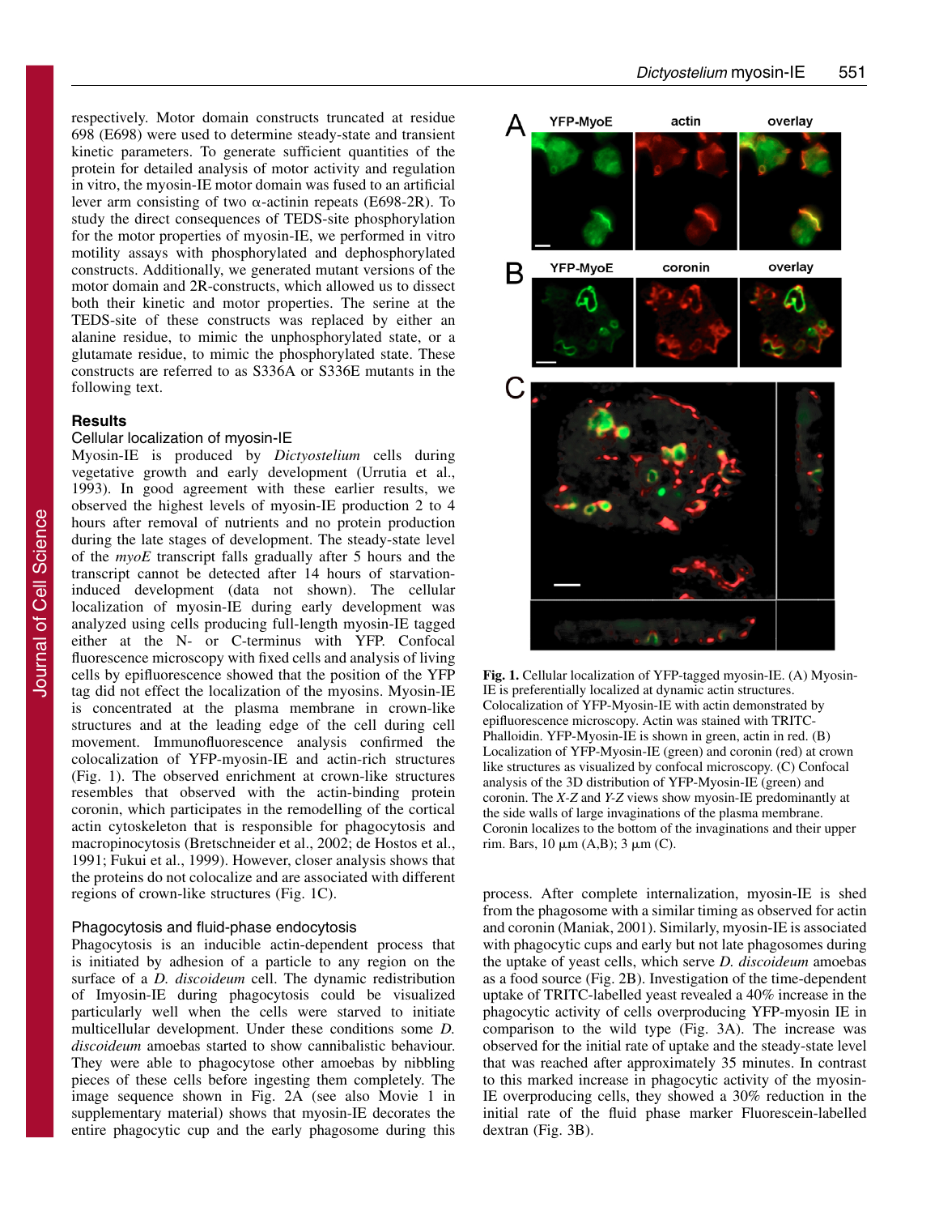respectively. Motor domain constructs truncated at residue 698 (E698) were used to determine steady-state and transient kinetic parameters. To generate sufficient quantities of the protein for detailed analysis of motor activity and regulation in vitro, the myosin-IE motor domain was fused to an artificial lever arm consisting of two α-actinin repeats (E698-2R). To study the direct consequences of TEDS-site phosphorylation for the motor properties of myosin-IE, we performed in vitro motility assays with phosphorylated and dephosphorylated constructs. Additionally, we generated mutant versions of the motor domain and 2R-constructs, which allowed us to dissect both their kinetic and motor properties. The serine at the TEDS-site of these constructs was replaced by either an alanine residue, to mimic the unphosphorylated state, or a glutamate residue, to mimic the phosphorylated state. These constructs are referred to as S336A or S336E mutants in the following text.

## Results

### Cellular localization of myosin-IE

Myosin-IE is produced by *Dictyostelium* cells during vegetative growth and early development (Urrutia et al., 1993). In good agreement with these earlier results, we observed the highest levels of myosin-IE production 2 to 4 hours after removal of nutrients and no protein production during the late stages of development. The steady-state level of the *myoE* transcript falls gradually after 5 hours and the transcript cannot be detected after 14 hours of starvation-induced development (data not shown). The cellular localization of myosin-IE during early development was analyzed using cells producing full-length myosin-IE tagged either at the N- or C-terminus with YFP. Confocal fluorescence microscopy with fixed cells and analysis of living cells by epifluorescence showed that the position of the YFP tag did not effect the localization of the myosins. Myosin-IE is concentrated at the plasma membrane in crown-like structures and at the leading edge of the cell during cell movement. Immunofluorescence analysis confirmed the colocalization of YFP-myosin-IE and actin-rich structures (Fig. 1). The observed enrichment at crown-like structures resembles that observed with the actin-binding protein coronin, which participates in the remodelling of the cortical actin cytoskeleton that is responsible for phagocytosis and macropinocytosis (Bretschneider et al., 2002; de Hostos et al., 1991; Fukui et al., 1999). However, closer analysis shows that the proteins do not colocalize and are associated with different regions of crown-like structures (Fig. 1C).

**Fig. 1.** Cellular localization of YFP-tagged myosin-IE. (A) Myosin-IE is preferentially localized at dynamic actin structures. Colocalization of YFP-Myosin-IE with actin demonstrated by epifluorescence microscopy. Actin was stained with TRITC-Phalloidin. YFP-Myosin-IE is shown in green, actin in red. (B) Localization of YFP-Myosin-IE (green) and coronin (red) at crown like structures as visualized by confocal microscopy. (C) Confocal analysis of the 3D distribution of YFP-Myosin-IE (green) and coronin. The *X-Z* and *Y-Z* views show myosin-IE predominantly at the side walls of large invaginations of the plasma membrane. Coronin localizes to the bottom of the invaginations and their upper rim. Bars, 10 μm (A,B); 3 μm (C).

### Phagocytosis and fluid-phase endocytosis

Phagocytosis is an inducible actin-dependent process that is initiated by adhesion of a particle to any region on the surface of a *D. discoideum* cell. The dynamic redistribution of Imyosin-IE during phagocytosis could be visualized particularly well when the cells were starved to initiate multicellular development. Under these conditions some *D. discoideum* amoebas started to show cannibalistic behaviour. They were able to phagocytose other amoebas by nibbling pieces of these cells before ingesting them completely. The image sequence shown in Fig. 2A (see also Movie 1 in supplementary material) shows that myosin-IE decorates the entire phagocytic cup and the early phagosome during this process. After complete internalization, myosin-IE is shed from the phagosome with a similar timing as observed for actin and coronin (Maniak, 2001). Similarly, myosin-IE is associated with phagocytic cups and early but not late phagosomes during the uptake of yeast cells, which serve *D. discoideum* amoebas as a food source (Fig. 2B). Investigation of the time-dependent uptake of TRITC-labelled yeast revealed a 40% increase in the phagocytic activity of cells overproducing YFP-myosin IE in comparison to the wild type (Fig. 3A). The increase was observed for the initial rate of uptake and the steady-state level that was reached after approximately 35 minutes. In contrast to this marked increase in phagocytic activity of the myosin-IE overproducing cells, they showed a 30% reduction in the initial rate of the fluid phase marker Fluorescein-labelled dextran (Fig. 3B).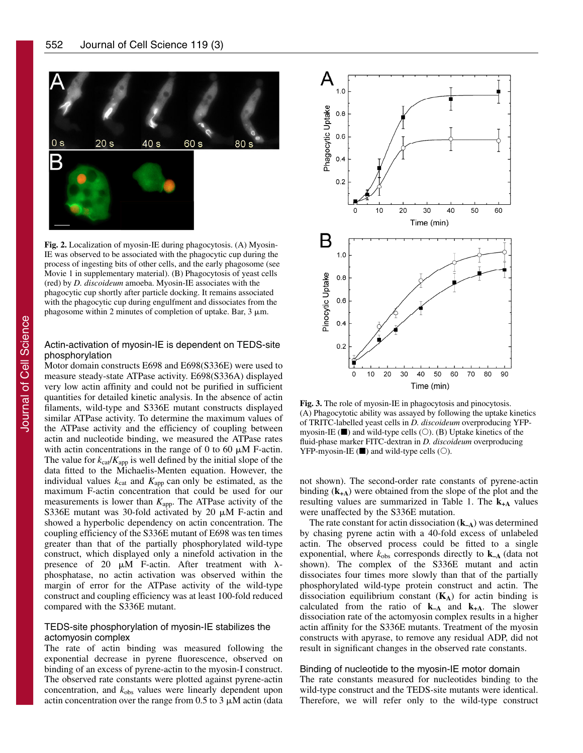**Fig. 2.** Localization of myosin-IE during phagocytosis. (A) Myosin-IE was observed to be associated with the phagocytic cup during the process of ingesting bits of other cells, and the early phagosome (see Movie 1 in supplementary material). (B) Phagocytosis of yeast cells (red) by *D. discoideum* amoeba. Myosin-IE associates with the phagocytic cup shortly after particle docking. It remains associated with the phagocytic cup during engulfment and dissociates from the phagosome within 2 minutes of completion of uptake. Bar, 3 μm.

**Fig. 3.** The role of myosin-IE in phagocytosis and pinocytosis. (A) Phagocytotic ability was assayed by following the uptake kinetics of TRITC-labelled yeast cells in *D. discoideum* overproducing YFP-myosin-IE (■) and wild-type cells (○). (B) Uptake kinetics of the fluid-phase marker FITC-dextran in *D. discoideum* overproducing YFP-myosin-IE (■) and wild-type cells (○).

### Actin-activation of myosin-IE is dependent on TEDS-site phosphorylation

Motor domain constructs E698 and E698(S336E) were used to measure steady-state ATPase activity. E698(S336A) displayed very low actin affinity and could not be purified in sufficient quantities for detailed kinetic analysis. In the absence of actin filaments, wild-type and S336E mutant constructs displayed similar ATPase activity. To determine the maximum values of the ATPase activity and the efficiency of coupling between actin and nucleotide binding, we measured the ATPase rates with actin concentrations in the range of 0 to 60 μM F-actin. The value for $k_{cat}/K_{app}$ is well defined by the initial slope of the data fitted to the Michaelis-Menten equation. However, the individual values $k_{cat}$ and $K_{app}$ can only be estimated, as the maximum F-actin concentration that could be used for our measurements is lower than $K_{app}$. The ATPase activity of the S336E mutant was 30-fold activated by 20 μM F-actin and showed a hyperbolic dependency on actin concentration. The coupling efficiency of the S336E mutant of E698 was ten times greater than that of the partially phosphorylated wild-type construct, which displayed only a ninefold activation in the presence of 20 μM F-actin. After treatment with λ-phosphatase, no actin activation was observed within the margin of error for the ATPase activity of the wild-type construct and coupling efficiency was at least 100-fold reduced compared with the S336E mutant.

### TEDS-site phosphorylation of myosin-IE stabilizes the actomyosin complex

The rate of actin binding was measured following the exponential decrease in pyrene fluorescence, observed on binding of an excess of pyrene-actin to the myosin-I construct. The observed rate constants were plotted against pyrene-actin concentration, and $k_{obs}$ values were linearly dependent upon actin concentration over the range from 0.5 to 3 μM actin (data not shown). The second-order rate constants of pyrene-actin binding ($\mathbf{k_{+A}}$) were obtained from the slope of the plot and the resulting values are summarized in Table 1. The $\mathbf{k_{+A}}$ values were unaffected by the S336E mutation.

The rate constant for actin dissociation ($\mathbf{k_{-A}}$) was determined by chasing pyrene actin with a 40-fold excess of unlabeled actin. The observed process could be fitted to a single exponential, where $k_{obs}$ corresponds directly to $\mathbf{k_{-A}}$ (data not shown). The complex of the S336E mutant and actin dissociates four times more slowly than that of the partially phosphorylated wild-type protein construct and actin. The dissociation equilibrium constant ($\mathbf{K_A}$) for actin binding is calculated from the ratio of $\mathbf{k_{-A}}$ and $\mathbf{k_{+A}}$. The slower dissociation rate of the actomyosin complex results in a higher actin affinity for the S336E mutants. Treatment of the myosin constructs with apyrase, to remove any residual ADP, did not result in significant changes in the observed rate constants.

### Binding of nucleotide to the myosin-IE motor domain

The rate constants measured for nucleotides binding to the wild-type construct and the TEDS-site mutants were identical. Therefore, we will refer only to the wild-type construct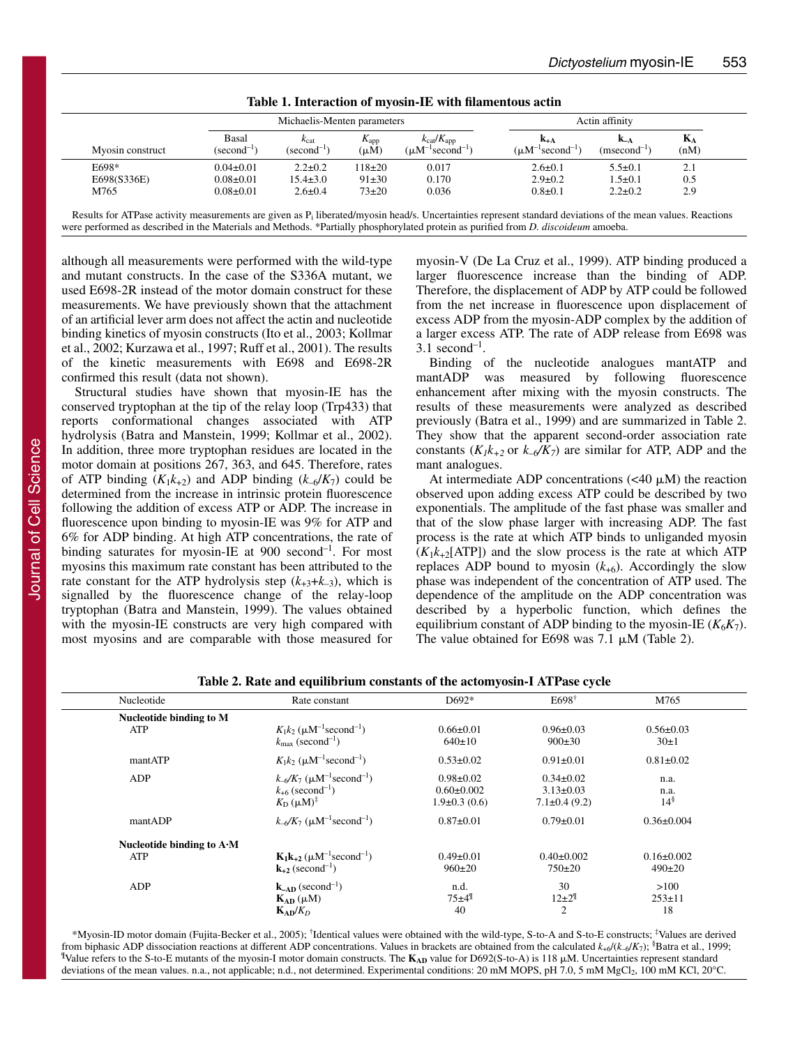**Table 1. Interaction of myosin-IE with filamentous actin**

| Myosin construct | Michaelis-Menten parameters | | | | Actin affinity | | |
|---|---|---|---|---|---|---|---|
| | Basal ($second^{-1}$) | $k_{cat}$ ($second^{-1}$) | $K_{app}$ ($\mu M$) | $k_{cat}/K_{app}$ ($\mu M^{-1} second^{-1}$) | $\mathbf{k_{+A}}$ ($\mu M^{-1} second^{-1}$) | $\mathbf{k_{-A}}$ ($msecond^{-1}$) | $\mathbf{K_A}$ (nM) |
| E698* | 0.04±0.01 | 2.2±0.2 | 118±20 | 0.017 | 2.6±0.1 | 5.5±0.1 | 2.1 |
| E698(S336E) | 0.08±0.01 | 15.4±3.0 | 91±30 | 0.170 | 2.9±0.2 | 1.5±0.1 | 0.5 |
| M765 | 0.08±0.01 | 2.6±0.4 | 73±20 | 0.036 | 0.8±0.1 | 2.2±0.2 | 2.9 |

Results for ATPase activity measurements are given as $P_i$ liberated/myosin head/s. Uncertainties represent standard deviations of the mean values. Reactions were performed as described in the Materials and Methods. *Partially phosphorylated protein as purified from *D. discoideum* amoeba.

although all measurements were performed with the wild-type and mutant constructs. In the case of the S336A mutant, we used E698-2R instead of the motor domain construct for these measurements. We have previously shown that the attachment of an artificial lever arm does not affect the actin and nucleotide binding kinetics of myosin constructs (Ito et al., 2003; Kollmar et al., 2002; Kurzawa et al., 1997; Ruff et al., 2001). The results of the kinetic measurements with E698 and E698-2R confirmed this result (data not shown).

Structural studies have shown that myosin-IE has the conserved tryptophan at the tip of the relay loop (Trp433) that reports conformational changes associated with ATP hydrolysis (Batra and Manstein, 1999; Kollmar et al., 2002). In addition, three more tryptophan residues are located in the motor domain at positions 267, 363, and 645. Therefore, rates of ATP binding ($K_1k_{+2}$) and ADP binding ($k_{-6}/K_7$) could be determined from the increase in intrinsic protein fluorescence following the addition of excess ATP or ADP. The increase in fluorescence upon binding to myosin-IE was 9% for ATP and 6% for ADP binding. At high ATP concentrations, the rate of binding saturates for myosin-IE at 900 $second^{-1}$. For most myosins this maximum rate constant has been attributed to the rate constant for the ATP hydrolysis step ($k_{+3}+k_{-3}$), which is signalled by the fluorescence change of the relay-loop tryptophan (Batra and Manstein, 1999). The values obtained with the myosin-IE constructs are very high compared with most myosins and are comparable with those measured for myosin-V (De La Cruz et al., 1999). ATP binding produced a larger fluorescence increase than the binding of ADP. Therefore, the displacement of ADP by ATP could be followed from the net increase in fluorescence upon displacement of excess ADP from the myosin-ADP complex by the addition of a larger excess ATP. The rate of ADP release from E698 was 3.1 $second^{-1}$.

Binding of the nucleotide analogues mantATP and mantADP was measured by following fluorescence enhancement after mixing with the myosin constructs. The results of these measurements were analyzed as described previously (Batra et al., 1999) and are summarized in Table 2. They show that the apparent second-order association rate constants ($K_1k_{+2}$ or $k_{-6}/K_7$) are similar for ATP, ADP and the mant analogues.

At intermediate ADP concentrations (<40 μM) the reaction observed upon adding excess ATP could be described by two exponentials. The amplitude of the fast phase was smaller and that of the slow phase larger with increasing ADP. The fast process is the rate at which ATP binds to unliganded myosin ($K_1k_{+2}$[ATP]) and the slow process is the rate at which ATP replaces ADP bound to myosin ($k_{+6}$). Accordingly the slow phase was independent of the concentration of ATP used. The dependence of the amplitude on the ADP concentration was described by a hyperbolic function, which defines the equilibrium constant of ADP binding to the myosin-IE ($K_6K_7$). The value obtained for E698 was 7.1 μM (Table 2).

**Table 2. Rate and equilibrium constants of the actomyosin-I ATPase cycle**

| Nucleotide | Rate constant | D692* | E698[†] | M765 |
|---|---|---|---|---|
| **Nucleotide binding to M** | | | | |
| ATP | $K_1k_2$ ($\mu M^{-1} second^{-1}$) | 0.66±0.01 | 0.96±0.03 | 0.56±0.03 |
| | $k_{max}$ ($second^{-1}$) | 640±10 | 900±30 | 30±1 |
| mantATP | $K_1k_2$ ($\mu M^{-1} second^{-1}$) | 0.53±0.02 | 0.91±0.01 | 0.81±0.02 |
| ADP | $k_{-6}/K_7$ ($\mu M^{-1} second^{-1}$) | 0.98±0.02 | 0.34±0.02 | n.a. |
| | $k_{+6}$ ($second^{-1}$) | 0.60±0.002 | 3.13±0.03 | n.a. |
| | $K_D$ ($\mu M$)[‡] | 1.9±0.3 (0.6) | 7.1±0.4 (9.2) | 14[§] |
| mantADP | $k_{-6}/K_7$ ($\mu M^{-1} second^{-1}$) | 0.87±0.01 | 0.79±0.01 | 0.36±0.004 |
| **Nucleotide binding to A·M** | | | | |
| ATP | $\mathbf{K_1k_{+2}}$ ($\mu M^{-1} second^{-1}$) | 0.49±0.01 | 0.40±0.002 | 0.16±0.002 |
| | $\mathbf{k_{+2}}$ ($second^{-1}$) | 960±20 | 750±20 | 490±20 |
| ADP | $\mathbf{k_{-AD}}$ ($second^{-1}$) | n.d. | 30 | >100 |
| | $\mathbf{K_{AD}}$ ($\mu M$) | 75±4[¶] | 12±2[¶] | 253±11 |
| | $\mathbf{K_{AD}}/K_D$ | 40 | 2 | 18 |

*Myosin-ID motor domain (Fujita-Becker et al., 2005); [†]Identical values were obtained with the wild-type, S-to-A and S-to-E constructs; [‡]Values are derived from biphasic ADP dissociation reactions at different ADP concentrations. Values in brackets are obtained from the calculated $k_{+6}/(k_{-6}/K_7)$; [§]Batra et al., 1999; [¶]Value refers to the S-to-E mutants of the myosin-I motor domain constructs. The $\mathbf{K_{AD}}$ value for D692(S-to-A) is 118 μM. Uncertainties represent standard deviations of the mean values. n.a., not applicable; n.d., not determined. Experimental conditions: 20 mM MOPS, pH 7.0, 5 mM $MgCl_2$, 100 mM KCl, 20°C.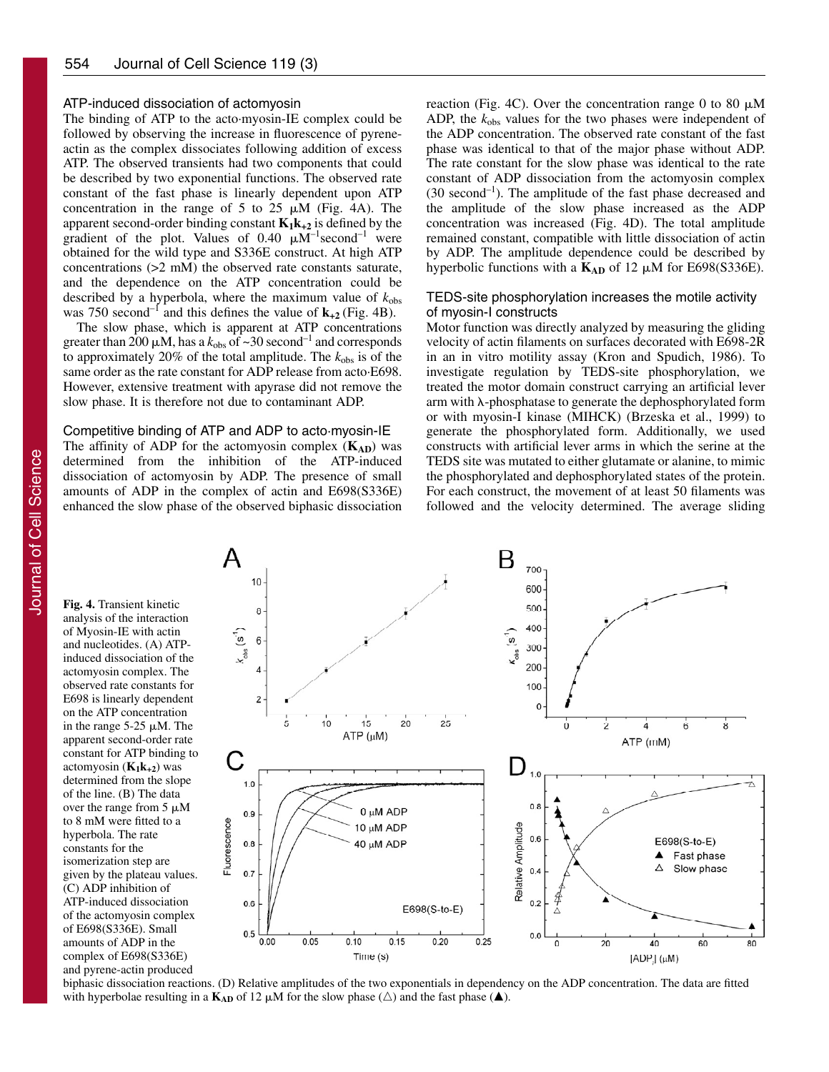### ATP-induced dissociation of actomyosin

The binding of ATP to the acto·myosin-IE complex could be followed by observing the increase in fluorescence of pyrene-actin as the complex dissociates following addition of excess ATP. The observed transients had two components that could be described by two exponential functions. The observed rate constant of the fast phase is linearly dependent upon ATP concentration in the range of 5 to 25 μM (Fig. 4A). The apparent second-order binding constant $\mathbf{K_1k_{+2}}$ is defined by the gradient of the plot. Values of 0.40 $\mu M^{-1}second^{-1}$ were obtained for the wild type and S336E construct. At high ATP concentrations (>2 mM) the observed rate constants saturate, and the dependence on the ATP concentration could be described by a hyperbola, where the maximum value of $k_{obs}$ was 750 $second^{-1}$ and this defines the value of $\mathbf{k_{+2}}$ (Fig. 4B).

The slow phase, which is apparent at ATP concentrations greater than 200 μM, has a $k_{obs}$ of ~30 $second^{-1}$ and corresponds to approximately 20% of the total amplitude. The $k_{obs}$ is of the same order as the rate constant for ADP release from acto·E698. However, extensive treatment with apyrase did not remove the slow phase. It is therefore not due to contaminant ADP.

### Competitive binding of ATP and ADP to acto·myosin-IE

The affinity of ADP for the actomyosin complex ($\mathbf{K_{AD}}$) was determined from the inhibition of the ATP-induced dissociation of actomyosin by ADP. The presence of small amounts of ADP in the complex of actin and E698(S336E) enhanced the slow phase of the observed biphasic dissociation reaction (Fig. 4C). Over the concentration range 0 to 80 μM ADP, the $k_{obs}$ values for the two phases were independent of the ADP concentration. The observed rate constant of the fast phase was identical to that of the major phase without ADP. The rate constant for the slow phase was identical to the rate constant of ADP dissociation from the actomyosin complex (30 $second^{-1}$). The amplitude of the fast phase decreased and the amplitude of the slow phase increased as the ADP concentration was increased (Fig. 4D). The total amplitude remained constant, compatible with little dissociation of actin by ADP. The amplitude dependence could be described by hyperbolic functions with a $\mathbf{K_{AD}}$ of 12 μM for E698(S336E).

### TEDS-site phosphorylation increases the motile activity of myosin-I constructs

Motor function was directly analyzed by measuring the gliding velocity of actin filaments on surfaces decorated with E698-2R in an in vitro motility assay (Kron and Spudich, 1986). To investigate regulation by TEDS-site phosphorylation, we treated the motor domain construct carrying an artificial lever arm with λ-phosphatase to generate the dephosphorylated form or with myosin-I kinase (MIHCK) (Brzeska et al., 1999) to generate the phosphorylated form. Additionally, we used constructs with artificial lever arms in which the serine at the TEDS site was mutated to either glutamate or alanine, to mimic the phosphorylated and dephosphorylated states of the protein. For each construct, the movement of at least 50 filaments was followed and the velocity determined. The average sliding

**Fig. 4.** Transient kinetic analysis of the interaction of Myosin-IE with actin and nucleotides. (A) ATP-induced dissociation of the actomyosin complex. The observed rate constants for E698 is linearly dependent on the ATP concentration in the range 5-25 μM. The apparent second-order rate constant for ATP binding to actomyosin ($\mathbf{K_1k_{+2}}$) was determined from the slope of the line. (B) The data over the range from 5 μM to 8 mM were fitted to a hyperbola. The rate constants for the isomerization step are given by the plateau values. (C) ADP inhibition of ATP-induced dissociation of the actomyosin complex of E698(S336E). Small amounts of ADP in the complex of E698(S336E) and pyrene-actin produced biphasic dissociation reactions. (D) Relative amplitudes of the two exponentials in dependency on the ADP concentration. The data are fitted with hyperbolae resulting in a $\mathbf{K_{AD}}$ of 12 μM for the slow phase (△) and the fast phase (▲).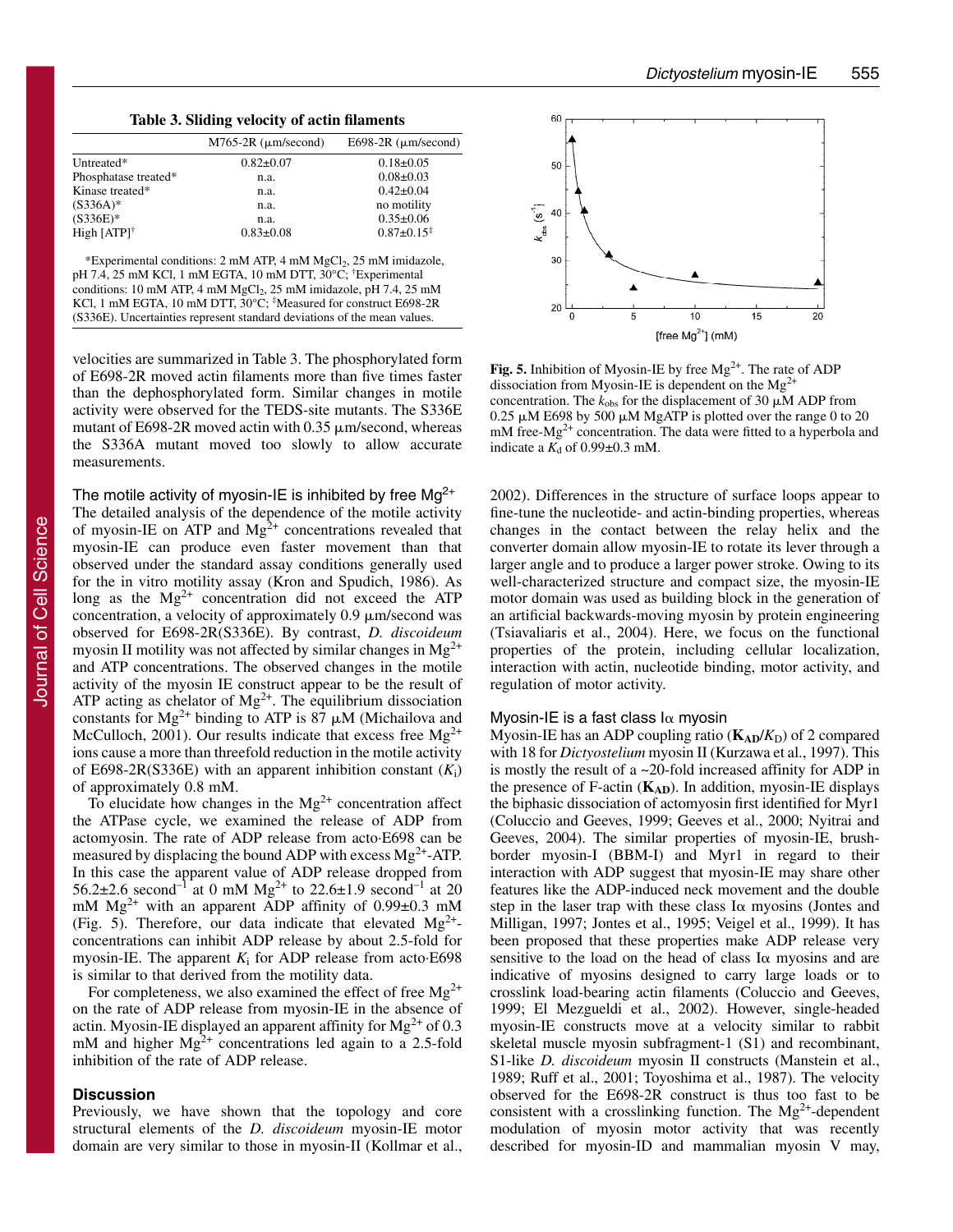**Table 3. Sliding velocity of actin filaments**

| | M765-2R (μm/second) | E698-2R (μm/second) |
|---|---|---|
| Untreated* | 0.82±0.07 | 0.18±0.05 |
| Phosphatase treated* | n.a. | 0.08±0.03 |
| Kinase treated* | n.a. | 0.42±0.04 |
| (S336A)* | n.a. | no motility |
| (S336E)* | n.a. | 0.35±0.06 |
| High [ATP][†] | 0.83±0.08 | 0.87±0.15[‡] |

*Experimental conditions: 2 mM ATP, 4 mM $MgCl_2$, 25 mM imidazole, pH 7.4, 25 mM KCl, 1 mM EGTA, 10 mM DTT, 30°C; [†]Experimental conditions: 10 mM ATP, 4 mM $MgCl_2$, 25 mM imidazole, pH 7.4, 25 mM KCl, 1 mM EGTA, 10 mM DTT, 30°C; [‡]Measured for construct E698-2R (S336E). Uncertainties represent standard deviations of the mean values.

velocities are summarized in Table 3. The phosphorylated form of E698-2R moved actin filaments more than five times faster than the dephosphorylated form. Similar changes in motile activity were observed for the TEDS-site mutants. The S336E mutant of E698-2R moved actin with 0.35 μm/second, whereas the S336A mutant moved too slowly to allow accurate measurements.

### The motile activity of myosin-IE is inhibited by free $Mg^{2+}$

The detailed analysis of the dependence of the motile activity of myosin-IE on ATP and $Mg^{2+}$ concentrations revealed that myosin-IE can produce even faster movement than that observed under the standard assay conditions generally used for the in vitro motility assay (Kron and Spudich, 1986). As long as the $Mg^{2+}$ concentration did not exceed the ATP concentration, a velocity of approximately 0.9 μm/second was observed for E698-2R(S336E). By contrast, *D. discoideum* myosin II motility was not affected by similar changes in $Mg^{2+}$ and ATP concentrations. The observed changes in the motile activity of the myosin IE construct appear to be the result of ATP acting as chelator of $Mg^{2+}$. The equilibrium dissociation constants for $Mg^{2+}$ binding to ATP is 87 μM (Michailova and McCulloch, 2001). Our results indicate that excess free $Mg^{2+}$ ions cause a more than threefold reduction in the motile activity of E698-2R(S336E) with an apparent inhibition constant ($K_i$) of approximately 0.8 mM.

To elucidate how changes in the $Mg^{2+}$ concentration affect the ATPase cycle, we examined the release of ADP from actomyosin. The rate of ADP release from acto·E698 can be measured by displacing the bound ADP with excess $Mg^{2+}$-ATP. In this case the apparent value of ADP release dropped from 56.2±2.6 $second^{-1}$ at 0 mM $Mg^{2+}$ to 22.6±1.9 $second^{-1}$ at 20 mM $Mg^{2+}$ with an apparent ADP affinity of 0.99±0.3 mM (Fig. 5). Therefore, our data indicate that elevated $Mg^{2+}$-concentrations can inhibit ADP release by about 2.5-fold for myosin-IE. The apparent $K_i$ for ADP release from acto·E698 is similar to that derived from the motility data.

For completeness, we also examined the effect of free $Mg^{2+}$ on the rate of ADP release from myosin-IE in the absence of actin. Myosin-IE displayed an apparent affinity for $Mg^{2+}$ of 0.3 mM and higher $Mg^{2+}$ concentrations led again to a 2.5-fold inhibition of the rate of ADP release.

## Discussion

Previously, we have shown that the topology and core structural elements of the *D. discoideum* myosin-IE motor domain are very similar to those in myosin-II (Kollmar et al., 2002). Differences in the structure of surface loops appear to fine-tune the nucleotide- and actin-binding properties, whereas changes in the contact between the relay helix and the converter domain allow myosin-IE to rotate its lever through a larger angle and to produce a larger power stroke. Owing to its well-characterized structure and compact size, the myosin-IE motor domain was used as building block in the generation of an artificial backwards-moving myosin by protein engineering (Tsiavaliaris et al., 2004). Here, we focus on the functional properties of the protein, including cellular localization, interaction with actin, nucleotide binding, motor activity, and regulation of motor activity.

**Fig. 5.** Inhibition of Myosin-IE by free $Mg^{2+}$. The rate of ADP dissociation from Myosin-IE is dependent on the $Mg^{2+}$ concentration. The $k_{obs}$ for the displacement of 30 μM ADP from 0.25 μM E698 by 500 μM MgATP is plotted over the range 0 to 20 mM free-$Mg^{2+}$ concentration. The data were fitted to a hyperbola and indicate a $K_d$ of 0.99±0.3 mM.

### Myosin-IE is a fast class Iα myosin

Myosin-IE has an ADP coupling ratio ($\mathbf{K_{AD}}/K_D$) of 2 compared with 18 for *Dictyostelium* myosin II (Kurzawa et al., 1997). This is mostly the result of a ~20-fold increased affinity for ADP in the presence of F-actin ($\mathbf{K_{AD}}$). In addition, myosin-IE displays the biphasic dissociation of actomyosin first identified for Myr1 (Coluccio and Geeves, 1999; Geeves et al., 2000; Nyitrai and Geeves, 2004). The similar properties of myosin-IE, brush-border myosin-I (BBM-I) and Myr1 in regard to their interaction with ADP suggest that myosin-IE may share other features like the ADP-induced neck movement and the double step in the laser trap with these class Iα myosins (Jontes and Milligan, 1997; Jontes et al., 1995; Veigel et al., 1999). It has been proposed that these properties make ADP release very sensitive to the load on the head of class Iα myosins and are indicative of myosins designed to carry large loads or to crosslink load-bearing actin filaments (Coluccio and Geeves, 1999; El Mezgueldi et al., 2002). However, single-headed myosin-IE constructs move at a velocity similar to rabbit skeletal muscle myosin subfragment-1 (S1) and recombinant, S1-like *D. discoideum* myosin II constructs (Manstein et al., 1989; Ruff et al., 2001; Toyoshima et al., 1987). The velocity observed for the E698-2R construct is thus too fast to be consistent with a crosslinking function. The $Mg^{2+}$-dependent modulation of myosin motor activity that was recently described for myosin-ID and mammalian myosin V may,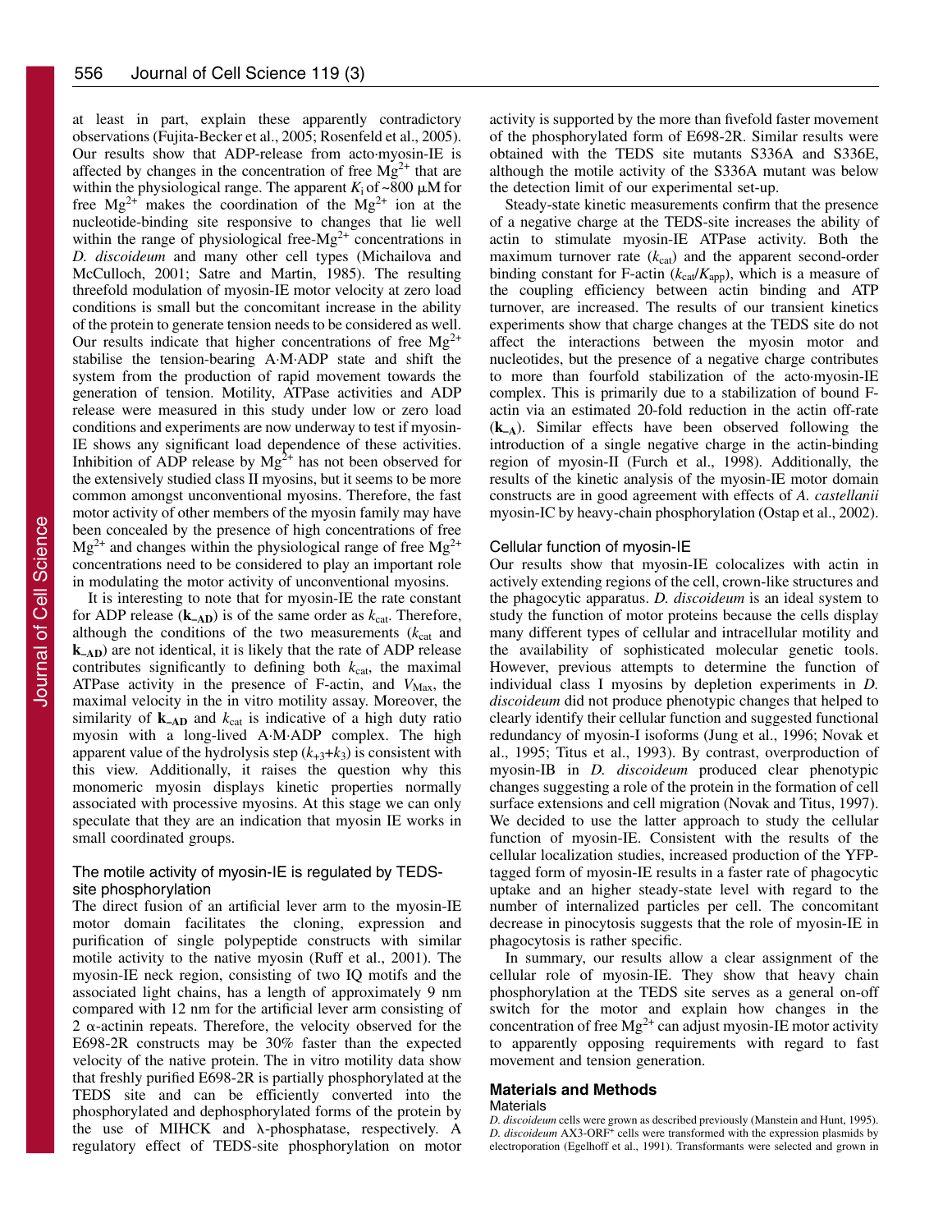at least in part, explain these apparently contradictory observations (Fujita-Becker et al., 2005; Rosenfeld et al., 2005). Our results show that ADP-release from acto·myosin-IE is affected by changes in the concentration of free $Mg^{2+}$ that are within the physiological range. The apparent $K_i$ of ~800 μM for free $Mg^{2+}$ makes the coordination of the $Mg^{2+}$ ion at the nucleotide-binding site responsive to changes that lie well within the range of physiological free-$Mg^{2+}$ concentrations in *D. discoideum* and many other cell types (Michailova and McCulloch, 2001; Satre and Martin, 1985). The resulting threefold modulation of myosin-IE motor velocity at zero load conditions is small but the concomitant increase in the ability of the protein to generate tension needs to be considered as well. Our results indicate that higher concentrations of free $Mg^{2+}$ stabilise the tension-bearing A·M·ADP state and shift the system from the production of rapid movement towards the generation of tension. Motility, ATPase activities and ADP release were measured in this study under low or zero load conditions and experiments are now underway to test if myosin-IE shows any significant load dependence of these activities. Inhibition of ADP release by $Mg^{2+}$ has not been observed for the extensively studied class II myosins, but it seems to be more common amongst unconventional myosins. Therefore, the fast motor activity of other members of the myosin family may have been concealed by the presence of high concentrations of free $Mg^{2+}$ and changes within the physiological range of free $Mg^{2+}$ concentrations need to be considered to play an important role in modulating the motor activity of unconventional myosins.

It is interesting to note that for myosin-IE the rate constant for ADP release ($\mathbf{k_{-AD}}$) is of the same order as $k_{cat}$. Therefore, although the conditions of the two measurements ($k_{cat}$ and $\mathbf{k_{-AD}}$) are not identical, it is likely that the rate of ADP release contributes significantly to defining both $k_{cat}$, the maximal ATPase activity in the presence of F-actin, and $V_{Max}$, the maximal velocity in the in vitro motility assay. Moreover, the similarity of $\mathbf{k_{-AD}}$ and $k_{cat}$ is indicative of a high duty ratio myosin with a long-lived A·M·ADP complex. The high apparent value of the hydrolysis step ($k_{+3}$+$k_3$) is consistent with this view. Additionally, it raises the question why this monomeric myosin displays kinetic properties normally associated with processive myosins. At this stage we can only speculate that they are an indication that myosin IE works in small coordinated groups.

### The motile activity of myosin-IE is regulated by TEDS-site phosphorylation

The direct fusion of an artificial lever arm to the myosin-IE motor domain facilitates the cloning, expression and purification of single polypeptide constructs with similar motile activity to the native myosin (Ruff et al., 2001). The myosin-IE neck region, consisting of two IQ motifs and the associated light chains, has a length of approximately 9 nm compared with 12 nm for the artificial lever arm consisting of 2 α-actinin repeats. Therefore, the velocity observed for the E698-2R constructs may be 30% faster than the expected velocity of the native protein. The in vitro motility data show that freshly purified E698-2R is partially phosphorylated at the TEDS site and can be efficiently converted into the phosphorylated and dephosphorylated forms of the protein by the use of MIHCK and λ-phosphatase, respectively. A regulatory effect of TEDS-site phosphorylation on motor activity is supported by the more than fivefold faster movement of the phosphorylated form of E698-2R. Similar results were obtained with the TEDS site mutants S336A and S336E, although the motile activity of the S336A mutant was below the detection limit of our experimental set-up.

Steady-state kinetic measurements confirm that the presence of a negative charge at the TEDS-site increases the ability of actin to stimulate myosin-IE ATPase activity. Both the maximum turnover rate ($k_{cat}$) and the apparent second-order binding constant for F-actin ($k_{cat}/K_{app}$), which is a measure of the coupling efficiency between actin binding and ATP turnover, are increased. The results of our transient kinetics experiments show that charge changes at the TEDS site do not affect the interactions between the myosin motor and nucleotides, but the presence of a negative charge contributes to more than fourfold stabilization of the acto·myosin-IE complex. This is primarily due to a stabilization of bound F-actin via an estimated 20-fold reduction in the actin off-rate ($\mathbf{k_{-A}}$). Similar effects have been observed following the introduction of a single negative charge in the actin-binding region of myosin-II (Furch et al., 1998). Additionally, the results of the kinetic analysis of the myosin-IE motor domain constructs are in good agreement with effects of *A. castellanii* myosin-IC by heavy-chain phosphorylation (Ostap et al., 2002).

### Cellular function of myosin-IE

Our results show that myosin-IE colocalizes with actin in actively extending regions of the cell, crown-like structures and the phagocytic apparatus. *D. discoideum* is an ideal system to study the function of motor proteins because the cells display many different types of cellular and intracellular motility and the availability of sophisticated molecular genetic tools. However, previous attempts to determine the function of individual class I myosins by depletion experiments in *D. discoideum* did not produce phenotypic changes that helped to clearly identify their cellular function and suggested functional redundancy of myosin-I isoforms (Jung et al., 1996; Novak et al., 1995; Titus et al., 1993). By contrast, overproduction of myosin-IB in *D. discoideum* produced clear phenotypic changes suggesting a role of the protein in the formation of cell surface extensions and cell migration (Novak and Titus, 1997). We decided to use the latter approach to study the cellular function of myosin-IE. Consistent with the results of the cellular localization studies, increased production of the YFP-tagged form of myosin-IE results in a faster rate of phagocytic uptake and an higher steady-state level with regard to the number of internalized particles per cell. The concomitant decrease in pinocytosis suggests that the role of myosin-IE in phagocytosis is rather specific.

In summary, our results allow a clear assignment of the cellular role of myosin-IE. They show that heavy chain phosphorylation at the TEDS site serves as a general on-off switch for the motor and explain how changes in the concentration of free $Mg^{2+}$ can adjust myosin-IE motor activity to apparently opposing requirements with regard to fast movement and tension generation.

## Materials and Methods

### Materials

*D. discoideum* cells were grown as described previously (Manstein and Hunt, 1995). *D. discoideum* AX3-ORF$^+$ cells were transformed with the expression plasmids by electroporation (Egelhoff et al., 1991). Transformants were selected and grown in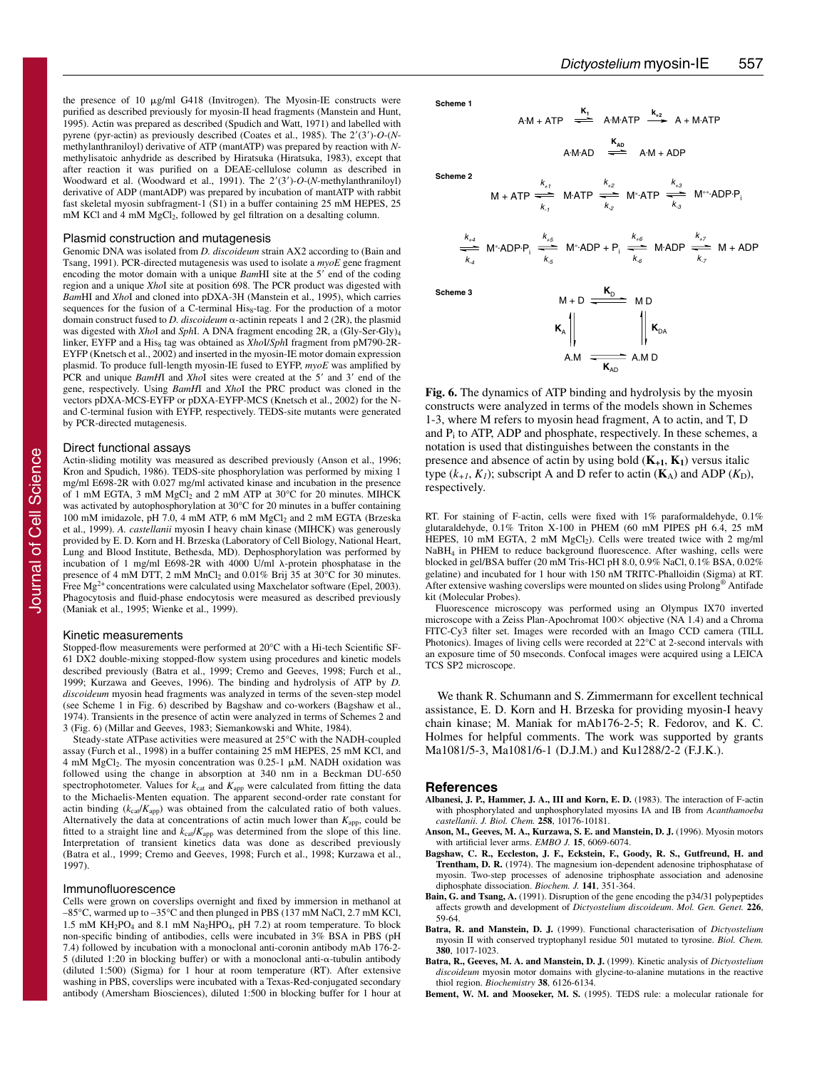the presence of 10 μg/ml G418 (Invitrogen). The Myosin-IE constructs were purified as described previously for myosin-II head fragments (Manstein and Hunt, 1995). Actin was prepared as described (Spudich and Watt, 1971) and labelled with pyrene (pyr-actin) as previously described (Coates et al., 1985). The 2′(3′)-*O*-(*N*-methylanthraniloyl) derivative of ATP (mantATP) was prepared by reaction with *N*-methylisatoic anhydride as described by Hiratsuka (Hiratsuka, 1983), except that after reaction it was purified on a DEAE-cellulose column as described in Woodward et al. (Woodward et al., 1991). The 2′(3′)-*O*-(*N*-methylanthraniloyl) derivative of ADP (mantADP) was prepared by incubation of mantATP with rabbit fast skeletal myosin subfragment-1 (S1) in a buffer containing 25 mM HEPES, 25 mM KCl and 4 mM $MgCl_2$, followed by gel filtration on a desalting column.

### Plasmid construction and mutagenesis

Genomic DNA was isolated from *D. discoideum* strain AX2 according to (Bain and Tsang, 1991). PCR-directed mutagenesis was used to isolate a *myoE* gene fragment encoding the motor domain with a unique *Bam*HI site at the 5′ end of the coding region and a unique *Xho*I site at position 698. The PCR product was digested with *Bam*HI and *Xho*I and cloned into pDXA-3H (Manstein et al., 1995), which carries sequences for the fusion of a C-terminal $His_8$-tag. For the production of a motor domain construct fused to *D. discoideum* α-actinin repeats 1 and 2 (2R), the plasmid was digested with *Xho*I and *Sph*I. A DNA fragment encoding 2R, a $(Gly\text{-}Ser\text{-}Gly)_4$ linker, EYFP and a $His_8$ tag was obtained as *Xho*I/*Sph*I fragment from pM790-2R-EYFP (Knetsch et al., 2002) and inserted in the myosin-IE motor domain expression plasmid. To produce full-length myosin-IE fused to EYFP, *myoE* was amplified by PCR and unique *BamH*I and *Xho*I sites were created at the 5′ and 3′ end of the gene, respectively. Using *BamH*I and *Xho*I the PRC product was cloned in the vectors pDXA-MCS-EYFP or pDXA-EYFP-MCS (Knetsch et al., 2002) for the N- and C-terminal fusion with EYFP, respectively. TEDS-site mutants were generated by PCR-directed mutagenesis.

### Direct functional assays

Actin-sliding motility was measured as described previously (Anson et al., 1996; Kron and Spudich, 1986). TEDS-site phosphorylation was performed by mixing 1 mg/ml E698-2R with 0.027 mg/ml activated kinase and incubation in the presence of 1 mM EGTA, 3 mM $MgCl_2$ and 2 mM ATP at 30°C for 20 minutes. MIHCK was activated by autophosphorylation at 30°C for 20 minutes in a buffer containing 100 mM imidazole, pH 7.0, 4 mM ATP, 6 mM $MgCl_2$ and 2 mM EGTA (Brzeska et al., 1999). *A. castellanii* myosin I heavy chain kinase (MIHCK) was generously provided by E. D. Korn and H. Brzeska (Laboratory of Cell Biology, National Heart, Lung and Blood Institute, Bethesda, MD). Dephosphorylation was performed by incubation of 1 mg/ml E698-2R with 4000 U/ml λ-protein phosphatase in the presence of 4 mM DTT, 2 mM $MnCl_2$ and 0.01% Brij 35 at 30°C for 30 minutes. Free $Mg^{2+}$ concentrations were calculated using Maxchelator software (Epel, 2003). Phagocytosis and fluid-phase endocytosis were measured as described previously (Maniak et al., 1995; Wienke et al., 1999).

### Kinetic measurements

Stopped-flow measurements were performed at 20°C with a Hi-tech Scientific SF-61 DX2 double-mixing stopped-flow system using procedures and kinetic models described previously (Batra et al., 1999; Cremo and Geeves, 1998; Furch et al., 1999; Kurzawa and Geeves, 1996). The binding and hydrolysis of ATP by *D. discoideum* myosin head fragments was analyzed in terms of the seven-step model (see Scheme 1 in Fig. 6) described by Bagshaw and co-workers (Bagshaw et al., 1974). Transients in the presence of actin were analyzed in terms of Schemes 2 and 3 (Fig. 6) (Millar and Geeves, 1983; Siemankowski and White, 1984).

Steady-state ATPase activities were measured at 25°C with the NADH-coupled assay (Furch et al., 1998) in a buffer containing 25 mM HEPES, 25 mM KCl, and 4 mM $MgCl_2$. The myosin concentration was 0.25-1 μM. NADH oxidation was followed using the change in absorption at 340 nm in a Beckman DU-650 spectrophotometer. Values for $k_{cat}$ and $K_{app}$ were calculated from fitting the data to the Michaelis-Menten equation. The apparent second-order rate constant for actin binding ($k_{cat}/K_{app}$) was obtained from the calculated ratio of both values. Alternatively the data at concentrations of actin much lower than $K_{app}$, could be fitted to a straight line and $k_{cat}/K_{app}$ was determined from the slope of this line. Interpretation of transient kinetics data was done as described previously (Batra et al., 1999; Cremo and Geeves, 1998; Furch et al., 1998; Kurzawa et al., 1997).

### Immunofluorescence

Cells were grown on coverslips overnight and fixed by immersion in methanol at –85°C, warmed up to –35°C and then plunged in PBS (137 mM NaCl, 2.7 mM KCl, 1.5 mM $KH_2PO_4$ and 8.1 mM $Na_2HPO_4$, pH 7.2) at room temperature. To block non-specific binding of antibodies, cells were incubated in 3% BSA in PBS (pH 7.4) followed by incubation with a monoclonal anti-coronin antibody mAb 176-2-5 (diluted 1:20 in blocking buffer) or with a monoclonal anti-α-tubulin antibody (diluted 1:500) (Sigma) for 1 hour at room temperature (RT). After extensive washing in PBS, coverslips were incubated with a Texas-Red-conjugated secondary antibody (Amersham Biosciences), diluted 1:500 in blocking buffer for 1 hour at RT. For staining of F-actin, cells were fixed with 1% paraformaldehyde, 0.1% glutaraldehyde, 0.1% Triton X-100 in PHEM (60 mM PIPES pH 6.4, 25 mM HEPES, 10 mM EGTA, 2 mM $MgCl_2$). Cells were treated twice with 2 mg/ml $NaBH_4$ in PHEM to reduce background fluorescence. After washing, cells were blocked in gel/BSA buffer (20 mM Tris-HCl pH 8.0, 0.9% NaCl, 0.1% BSA, 0.02% gelatine) and incubated for 1 hour with 150 nM TRITC-Phalloidin (Sigma) at RT. After extensive washing coverslips were mounted on slides using Prolong® Antifade kit (Molecular Probes).

Fluorescence microscopy was performed using an Olympus IX70 inverted microscope with a Zeiss Plan-Apochromat 100× objective (NA 1.4) and a Chroma FITC-Cy3 filter set. Images were recorded with an Imago CCD camera (TILL Photonics). Images of living cells were recorded at 22°C at 2-second intervals with an exposure time of 50 mseconds. Confocal images were acquired using a LEICA TCS SP2 microscope.

**Scheme 1**

$$\mathrm{A{\cdot}M + ATP} \underset{}{\overset{\mathbf{K_1}}{\rightleftharpoons}} \mathrm{A{\cdot}M{\cdot}ATP} \overset{\mathbf{k_{+2}}}{\longrightarrow} \mathrm{A + M{\cdot}ATP}$$

$$\mathrm{A{\cdot}M{\cdot}AD} \overset{\mathbf{K_{AD}}}{\rightleftharpoons} \mathrm{A{\cdot}M + ADP}$$

**Scheme 2**

$$\mathrm{M + ATP} \underset{k_{-1}}{\overset{k_{+1}}{\rightleftharpoons}} \mathrm{M{\cdot}ATP} \underset{k_{-2}}{\overset{k_{+2}}{\rightleftharpoons}} \mathrm{M^{*}{\cdot}ATP} \underset{k_{-3}}{\overset{k_{+3}}{\rightleftharpoons}} \mathrm{M^{**}{\cdot}ADP{\cdot}P_i}$$

$$\underset{k_{-4}}{\overset{k_{+4}}{\rightleftharpoons}} \mathrm{M^{*}{\cdot}ADP{\cdot}P_i} \underset{k_{-5}}{\overset{k_{+5}}{\rightleftharpoons}} \mathrm{M^{*}{\cdot}ADP + P_i} \underset{k_{-6}}{\overset{k_{+6}}{\rightleftharpoons}} \mathrm{M{\cdot}ADP} \underset{k_{-7}}{\overset{k_{+7}}{\rightleftharpoons}} \mathrm{M + ADP}$$

**Scheme 3**

$$\begin{array}{ccc} \mathrm{M + D} & \overset{K_D}{\rightleftharpoons} & \mathrm{M\,D} \\ \mathbf{K_A} \updownarrow & & \updownarrow \mathbf{K_{DA}} \\ \mathrm{A.M} & \underset{\mathbf{K_{AD}}}{\rightleftharpoons} & \mathrm{A.M\,D} \end{array}$$

**Fig. 6.** The dynamics of ATP binding and hydrolysis by the myosin constructs were analyzed in terms of the models shown in Schemes 1-3, where M refers to myosin head fragment, A to actin, and T, D and $P_i$ to ATP, ADP and phosphate, respectively. In these schemes, a notation is used that distinguishes between the constants in the presence and absence of actin by using bold ($\mathbf{K_{+1}}$, $\mathbf{K_1}$) versus italic type ($k_{+1}$, $K_1$); subscript A and D refer to actin ($\mathbf{K}_A$) and ADP ($K_D$), respectively.

We thank R. Schumann and S. Zimmermann for excellent technical assistance, E. D. Korn and H. Brzeska for providing myosin-I heavy chain kinase; M. Maniak for mAb176-2-5; R. Fedorov, and K. C. Holmes for helpful comments. The work was supported by grants Ma1081/5-3, Ma1081/6-1 (D.J.M.) and Ku1288/2-2 (F.J.K.).

## References

**Albanesi, J. P., Hammer, J. A., III and Korn, E. D.** (1983). The interaction of F-actin with phosphorylated and unphosphorylated myosins IA and IB from *Acanthamoeba castellanii*. *J. Biol. Chem.* **258**, 10176-10181.

**Anson, M., Geeves, M. A., Kurzawa, S. E. and Manstein, D. J.** (1996). Myosin motors with artificial lever arms. *EMBO J.* **15**, 6069-6074.

**Bagshaw, C. R., Eccleston, J. F., Eckstein, F., Goody, R. S., Gutfreund, H. and Trentham, D. R.** (1974). The magnesium ion-dependent adenosine triphosphatase of myosin. Two-step processes of adenosine triphosphate association and adenosine diphosphate dissociation. *Biochem. J.* **141**, 351-364.

**Bain, G. and Tsang, A.** (1991). Disruption of the gene encoding the p34/31 polypeptides affects growth and development of *Dictyostelium discoideum*. *Mol. Gen. Genet.* **226**, 59-64.

**Batra, R. and Manstein, D. J.** (1999). Functional characterisation of *Dictyostelium* myosin II with conserved tryptophanyl residue 501 mutated to tyrosine. *Biol. Chem.* **380**, 1017-1023.

**Batra, R., Geeves, M. A. and Manstein, D. J.** (1999). Kinetic analysis of *Dictyostelium discoideum* myosin motor domains with glycine-to-alanine mutations in the reactive thiol region. *Biochemistry* **38**, 6126-6134.

**Bement, W. M. and Mooseker, M. S.** (1995). TEDS rule: a molecular rationale for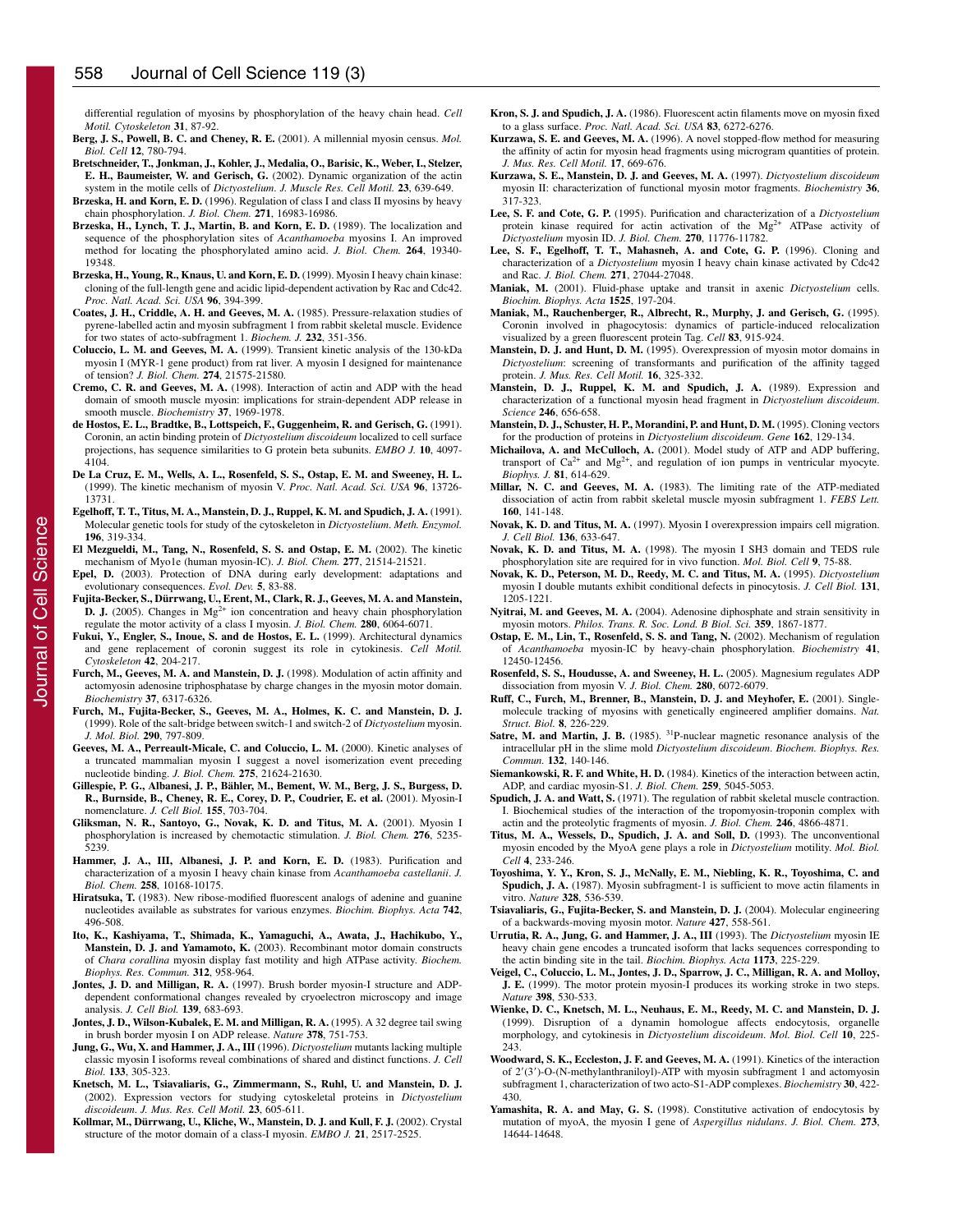differential regulation of myosins by phosphorylation of the heavy chain head. *Cell Motil. Cytoskeleton* **31**, 87-92.

**Berg, J. S., Powell, B. C. and Cheney, R. E.** (2001). A millennial myosin census. *Mol. Biol. Cell* **12**, 780-794.

**Bretschneider, T., Jonkman, J., Kohler, J., Medalia, O., Barisic, K., Weber, I., Stelzer, E. H., Baumeister, W. and Gerisch, G.** (2002). Dynamic organization of the actin system in the motile cells of *Dictyostelium*. *J. Muscle Res. Cell Motil.* **23**, 639-649.

**Brzeska, H. and Korn, E. D.** (1996). Regulation of class I and class II myosins by heavy chain phosphorylation. *J. Biol. Chem.* **271**, 16983-16986.

**Brzeska, H., Lynch, T. J., Martin, B. and Korn, E. D.** (1989). The localization and sequence of the phosphorylation sites of *Acanthamoeba* myosins I. An improved method for locating the phosphorylated amino acid. *J. Biol. Chem.* **264**, 19340-19348.

**Brzeska, H., Young, R., Knaus, U. and Korn, E. D.** (1999). Myosin I heavy chain kinase: cloning of the full-length gene and acidic lipid-dependent activation by Rac and Cdc42. *Proc. Natl. Acad. Sci. USA* **96**, 394-399.

**Coates, J. H., Criddle, A. H. and Geeves, M. A.** (1985). Pressure-relaxation studies of pyrene-labelled actin and myosin subfragment 1 from rabbit skeletal muscle. Evidence for two states of acto-subfragment 1. *Biochem. J.* **232**, 351-356.

**Coluccio, L. M. and Geeves, M. A.** (1999). Transient kinetic analysis of the 130-kDa myosin I (MYR-1 gene product) from rat liver. A myosin I designed for maintenance of tension? *J. Biol. Chem.* **274**, 21575-21580.

**Cremo, C. R. and Geeves, M. A.** (1998). Interaction of actin and ADP with the head domain of smooth muscle myosin: implications for strain-dependent ADP release in smooth muscle. *Biochemistry* **37**, 1969-1978.

**de Hostos, E. L., Bradtke, B., Lottspeich, F., Guggenheim, R. and Gerisch, G.** (1991). Coronin, an actin binding protein of *Dictyostelium discoideum* localized to cell surface projections, has sequence similarities to G protein beta subunits. *EMBO J.* **10**, 4097-4104.

**De La Cruz, E. M., Wells, A. L., Rosenfeld, S. S., Ostap, E. M. and Sweeney, H. L.** (1999). The kinetic mechanism of myosin V. *Proc. Natl. Acad. Sci. USA* **96**, 13726-13731.

**Egelhoff, T. T., Titus, M. A., Manstein, D. J., Ruppel, K. M. and Spudich, J. A.** (1991). Molecular genetic tools for study of the cytoskeleton in *Dictyostelium*. *Meth. Enzymol.* **196**, 319-334.

**El Mezgueldi, M., Tang, N., Rosenfeld, S. S. and Ostap, E. M.** (2002). The kinetic mechanism of Myo1e (human myosin-IC). *J. Biol. Chem.* **277**, 21514-21521.

**Epel, D.** (2003). Protection of DNA during early development: adaptations and evolutionary consequences. *Evol. Dev.* **5**, 83-88.

**Fujita-Becker, S., Dürrwang, U., Erent, M., Clark, R. J., Geeves, M. A. and Manstein, D. J.** (2005). Changes in $Mg^{2+}$ ion concentration and heavy chain phosphorylation regulate the motor activity of a class I myosin. *J. Biol. Chem.* **280**, 6064-6071.

**Fukui, Y., Engler, S., Inoue, S. and de Hostos, E. L.** (1999). Architectural dynamics and gene replacement of coronin suggest its role in cytokinesis. *Cell Motil. Cytoskeleton* **42**, 204-217.

**Furch, M., Geeves, M. A. and Manstein, D. J.** (1998). Modulation of actin affinity and actomyosin adenosine triphosphatase by charge changes in the myosin motor domain. *Biochemistry* **37**, 6317-6326.

**Furch, M., Fujita-Becker, S., Geeves, M. A., Holmes, K. C. and Manstein, D. J.** (1999). Role of the salt-bridge between switch-1 and switch-2 of *Dictyostelium* myosin. *J. Mol. Biol.* **290**, 797-809.

**Geeves, M. A., Perreault-Micale, C. and Coluccio, L. M.** (2000). Kinetic analyses of a truncated mammalian myosin I suggest a novel isomerization event preceding nucleotide binding. *J. Biol. Chem.* **275**, 21624-21630.

**Gillespie, P. G., Albanesi, J. P., Bähler, M., Bement, W. M., Berg, J. S., Burgess, D. R., Burnside, B., Cheney, R. E., Corey, D. P., Coudrier, E. et al.** (2001). Myosin-I nomenclature. *J. Cell Biol.* **155**, 703-704.

**Gliksman, N. R., Santoyo, G., Novak, K. D. and Titus, M. A.** (2001). Myosin I phosphorylation is increased by chemotactic stimulation. *J. Biol. Chem.* **276**, 5235-5239.

**Hammer, J. A., III, Albanesi, J. P. and Korn, E. D.** (1983). Purification and characterization of a myosin I heavy chain kinase from *Acanthamoeba castellanii*. *J. Biol. Chem.* **258**, 10168-10175.

**Hiratsuka, T.** (1983). New ribose-modified fluorescent analogs of adenine and guanine nucleotides available as substrates for various enzymes. *Biochim. Biophys. Acta* **742**, 496-508.

**Ito, K., Kashiyama, T., Shimada, K., Yamaguchi, A., Awata, J., Hachikubo, Y., Manstein, D. J. and Yamamoto, K.** (2003). Recombinant motor domain constructs of *Chara corallina* myosin display fast motility and high ATPase activity. *Biochem. Biophys. Res. Commun.* **312**, 958-964.

**Jontes, J. D. and Milligan, R. A.** (1997). Brush border myosin-I structure and ADP-dependent conformational changes revealed by cryoelectron microscopy and image analysis. *J. Cell Biol.* **139**, 683-693.

**Jontes, J. D., Wilson-Kubalek, E. M. and Milligan, R. A.** (1995). A 32 degree tail swing in brush border myosin I on ADP release. *Nature* **378**, 751-753.

**Jung, G., Wu, X. and Hammer, J. A., III** (1996). *Dictyostelium* mutants lacking multiple classic myosin I isoforms reveal combinations of shared and distinct functions. *J. Cell Biol.* **133**, 305-323.

**Knetsch, M. L., Tsiavaliaris, G., Zimmermann, S., Ruhl, U. and Manstein, D. J.** (2002). Expression vectors for studying cytoskeletal proteins in *Dictyostelium discoideum*. *J. Mus. Res. Cell Motil.* **23**, 605-611.

**Kollmar, M., Dürrwang, U., Kliche, W., Manstein, D. J. and Kull, F. J.** (2002). Crystal structure of the motor domain of a class-I myosin. *EMBO J.* **21**, 2517-2525.

**Kron, S. J. and Spudich, J. A.** (1986). Fluorescent actin filaments move on myosin fixed to a glass surface. *Proc. Natl. Acad. Sci. USA* **83**, 6272-6276.

**Kurzawa, S. E. and Geeves, M. A.** (1996). A novel stopped-flow method for measuring the affinity of actin for myosin head fragments using microgram quantities of protein. *J. Mus. Res. Cell Motil.* **17**, 669-676.

**Kurzawa, S. E., Manstein, D. J. and Geeves, M. A.** (1997). *Dictyostelium discoideum* myosin II: characterization of functional myosin motor fragments. *Biochemistry* **36**, 317-323.

**Lee, S. F. and Cote, G. P.** (1995). Purification and characterization of a *Dictyostelium* protein kinase required for actin activation of the $Mg^{2+}$ ATPase activity of *Dictyostelium* myosin ID. *J. Biol. Chem.* **270**, 11776-11782.

**Lee, S. F., Egelhoff, T. T., Mahasneh, A. and Cote, G. P.** (1996). Cloning and characterization of a *Dictyostelium* myosin I heavy chain kinase activated by Cdc42 and Rac. *J. Biol. Chem.* **271**, 27044-27048.

**Maniak, M.** (2001). Fluid-phase uptake and transit in axenic *Dictyostelium* cells. *Biochim. Biophys. Acta* **1525**, 197-204.

**Maniak, M., Rauchenberger, R., Albrecht, R., Murphy, J. and Gerisch, G.** (1995). Coronin involved in phagocytosis: dynamics of particle-induced relocalization visualized by a green fluorescent protein Tag. *Cell* **83**, 915-924.

**Manstein, D. J. and Hunt, D. M.** (1995). Overexpression of myosin motor domains in *Dictyostelium*: screening of transformants and purification of the affinity tagged protein. *J. Mus. Res. Cell Motil.* **16**, 325-332.

**Manstein, D. J., Ruppel, K. M. and Spudich, J. A.** (1989). Expression and characterization of a functional myosin head fragment in *Dictyostelium discoideum*. *Science* **246**, 656-658.

**Manstein, D. J., Schuster, H. P., Morandini, P. and Hunt, D. M.** (1995). Cloning vectors for the production of proteins in *Dictyostelium discoideum*. *Gene* **162**, 129-134.

**Michailova, A. and McCulloch, A.** (2001). Model study of ATP and ADP buffering, transport of $Ca^{2+}$ and $Mg^{2+}$, and regulation of ion pumps in ventricular myocyte. *Biophys. J.* **81**, 614-629.

**Millar, N. C. and Geeves, M. A.** (1983). The limiting rate of the ATP-mediated dissociation of actin from rabbit skeletal muscle myosin subfragment 1. *FEBS Lett.* **160**, 141-148.

**Novak, K. D. and Titus, M. A.** (1997). Myosin I overexpression impairs cell migration. *J. Cell Biol.* **136**, 633-647.

**Novak, K. D. and Titus, M. A.** (1998). The myosin I SH3 domain and TEDS rule phosphorylation site are required for in vivo function. *Mol. Biol. Cell* **9**, 75-88.

**Novak, K. D., Peterson, M. D., Reedy, M. C. and Titus, M. A.** (1995). *Dictyostelium* myosin I double mutants exhibit conditional defects in pinocytosis. *J. Cell Biol.* **131**, 1205-1221.

**Nyitrai, M. and Geeves, M. A.** (2004). Adenosine diphosphate and strain sensitivity in myosin motors. *Philos. Trans. R. Soc. Lond. B Biol. Sci.* **359**, 1867-1877.

**Ostap, E. M., Lin, T., Rosenfeld, S. S. and Tang, N.** (2002). Mechanism of regulation of *Acanthamoeba* myosin-IC by heavy-chain phosphorylation. *Biochemistry* **41**, 12450-12456.

**Rosenfeld, S. S., Houdusse, A. and Sweeney, H. L.** (2005). Magnesium regulates ADP dissociation from myosin V. *J. Biol. Chem.* **280**, 6072-6079.

**Ruff, C., Furch, M., Brenner, B., Manstein, D. J. and Meyhofer, E.** (2001). Single-molecule tracking of myosins with genetically engineered amplifier domains. *Nat. Struct. Biol.* **8**, 226-229.

**Satre, M. and Martin, J. B.** (1985). $^{31}$P-nuclear magnetic resonance analysis of the intracellular pH in the slime mold *Dictyostelium discoideum*. *Biochem. Biophys. Res. Commun.* **132**, 140-146.

**Siemankowski, R. F. and White, H. D.** (1984). Kinetics of the interaction between actin, ADP, and cardiac myosin-S1. *J. Biol. Chem.* **259**, 5045-5053.

**Spudich, J. A. and Watt, S.** (1971). The regulation of rabbit skeletal muscle contraction. I. Biochemical studies of the interaction of the tropomyosin-troponin complex with actin and the proteolytic fragments of myosin. *J. Biol. Chem.* **246**, 4866-4871.

**Titus, M. A., Wessels, D., Spudich, J. A. and Soll, D.** (1993). The unconventional myosin encoded by the MyoA gene plays a role in *Dictyostelium* motility. *Mol. Biol. Cell* **4**, 233-246.

**Toyoshima, Y. Y., Kron, S. J., McNally, E. M., Niebling, K. R., Toyoshima, C. and Spudich, J. A.** (1987). Myosin subfragment-1 is sufficient to move actin filaments in vitro. *Nature* **328**, 536-539.

**Tsiavaliaris, G., Fujita-Becker, S. and Manstein, D. J.** (2004). Molecular engineering of a backwards-moving myosin motor. *Nature* **427**, 558-561.

**Urrutia, R. A., Jung, G. and Hammer, J. A., III** (1993). The *Dictyostelium* myosin IE heavy chain gene encodes a truncated isoform that lacks sequences corresponding to the actin binding site in the tail. *Biochim. Biophys. Acta* **1173**, 225-229.

**Veigel, C., Coluccio, L. M., Jontes, J. D., Sparrow, J. C., Milligan, R. A. and Molloy, J. E.** (1999). The motor protein myosin-I produces its working stroke in two steps. *Nature* **398**, 530-533.

**Wienke, D. C., Knetsch, M. L., Neuhaus, E. M., Reedy, M. C. and Manstein, D. J.** (1999). Disruption of a dynamin homologue affects endocytosis, organelle morphology, and cytokinesis in *Dictyostelium discoideum*. *Mol. Biol. Cell* **10**, 225-243.

**Woodward, S. K., Eccleston, J. F. and Geeves, M. A.** (1991). Kinetics of the interaction of 2′(3′)-O-(N-methylanthraniloyl)-ATP with myosin subfragment 1 and actomyosin subfragment 1, characterization of two acto-S1-ADP complexes. *Biochemistry* **30**, 422-430.

**Yamashita, R. A. and May, G. S.** (1998). Constitutive activation of endocytosis by mutation of myoA, the myosin I gene of *Aspergillus nidulans*. *J. Biol. Chem.* **273**, 14644-14648.